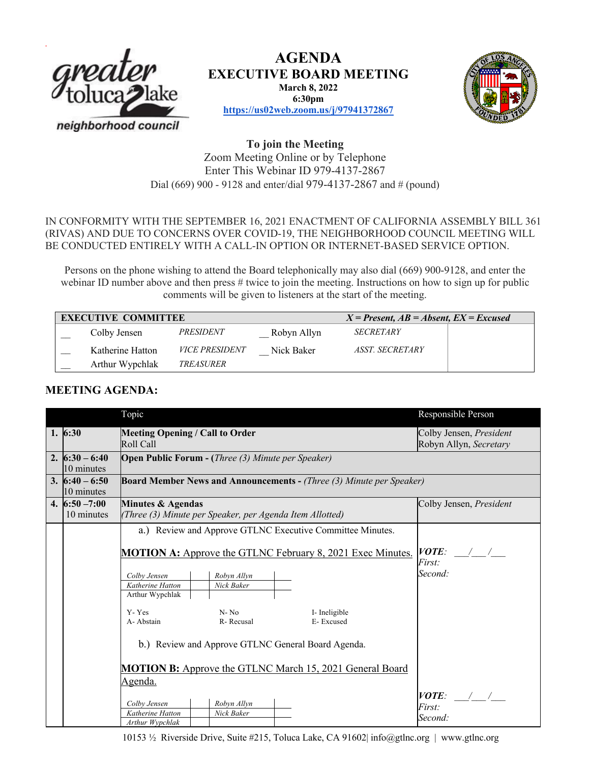# AGENDA
## EXECUTIVE BOARD MEETING

**March 8, 2022**
**6:30pm**
**https://us02web.zoom.us/j/97941372867**

**To join the Meeting**
Zoom Meeting Online or by Telephone
Enter This Webinar ID 979-4137-2867
Dial (669) 900 - 9128 and enter/dial 979-4137-2867 and # (pound)

IN CONFORMITY WITH THE SEPTEMBER 16, 2021 ENACTMENT OF CALIFORNIA ASSEMBLY BILL 361 (RIVAS) AND DUE TO CONCERNS OVER COVID-19, THE NEIGHBORHOOD COUNCIL MEETING WILL BE CONDUCTED ENTIRELY WITH A CALL-IN OPTION OR INTERNET-BASED SERVICE OPTION.

Persons on the phone wishing to attend the Board telephonically may also dial (669) 900-9128, and enter the webinar ID number above and then press # twice to join the meeting. Instructions on how to sign up for public comments will be given to listeners at the start of the meeting.

| **EXECUTIVE COMMITTEE** | | | | | *X = Present, AB = Absent, EX = Excused* |
|---|---|---|---|---|---|
| __ | Colby Jensen | *PRESIDENT* | __ | Robyn Allyn | *SECRETARY* |
| __ | Katherine Hatton | *VICE PRESIDENT* | __ | Nick Baker | *ASST. SECRETARY* |
| __ | Arthur Wypchlak | *TREASURER* | | | |

## MEETING AGENDA:

| | | Topic | Responsible Person |
|---|---|---|---|
| 1. | 6:30 | **Meeting Opening / Call to Order** Roll Call | Colby Jensen, *President* Robyn Allyn, *Secretary* |
| 2. | 6:30 – 6:40 10 minutes | **Open Public Forum - (***Three (3) Minute per Speaker)* | |
| 3. | 6:40 – 6:50 10 minutes | **Board Member News and Announcements -** *(Three (3) Minute per Speaker)* | |
| 4. | 6:50 –7:00 10 minutes | **Minutes & Agendas** *(Three (3) Minute per Speaker, per Agenda Item Allotted)* | Colby Jensen, *President* |

a.) Review and Approve GTLNC Executive Committee Minutes.

**MOTION A:** Approve the GTLNC February 8, 2021 Exec Minutes.

***VOTE**: ___/___/___*
*First:*
*Second:*

| | | | |
|---|---|---|---|
| *Colby Jensen* | | *Robyn Allyn* | |
| *Katherine Hatton* | | *Nick Baker* | |
| Arthur Wypchlak | | | |

Y- Yes N- No I- Ineligible
A- Abstain R- Recusal E- Excused

b.) Review and Approve GTLNC General Board Agenda.

**MOTION B:** Approve the GTLNC March 15, 2021 General Board Agenda.

***VOTE**: ___/___/___*
*First:*
*Second:*

| | | | |
|---|---|---|---|
| *Colby Jensen* | | *Robyn Allyn* | |
| *Katherine Hatton* | | *Nick Baker* | |
| *Arthur Wypchlak* | | | |

10153 ½ Riverside Drive, Suite #215, Toluca Lake, CA 91602| info@gtlnc.org | www.gtlnc.org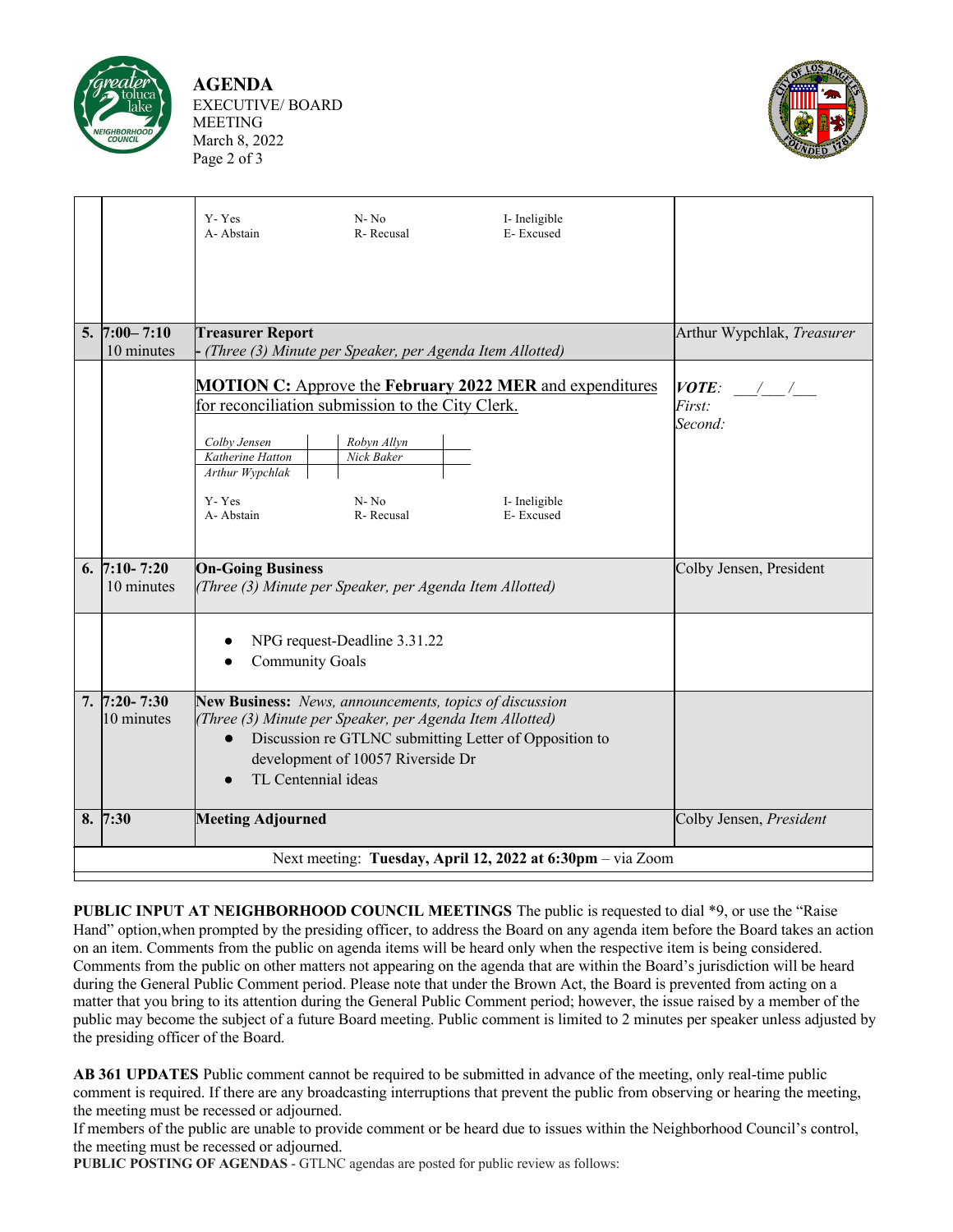| # | Time | Item | Presenter |
|---|---|---|---|
| | | Y- Yes  N- No  I- Ineligible<br>A- Abstain  R- Recusal  E- Excused | |
| 5. | 7:00– 7:10<br>10 minutes | **Treasurer Report**<br>- *(Three (3) Minute per Speaker, per Agenda Item Allotted)* | Arthur Wypchlak, *Treasurer* |
| | | **MOTION C:** Approve the **February 2022 MER** and expenditures for reconciliation submission to the City Clerk.<br><br>*Colby Jensen* \| *Robyn Allyn*<br>*Katherine Hatton* \| *Nick Baker*<br>*Arthur Wypchlak*<br><br>Y- Yes  N- No  I- Ineligible<br>A- Abstain  R- Recusal  E- Excused | ***VOTE****:* \_\_\_/\_\_\_/\_\_\_<br>*First:*<br>*Second:* |
| 6. | 7:10- 7:20<br>10 minutes | **On-Going Business**<br>*(Three (3) Minute per Speaker, per Agenda Item Allotted)* | Colby Jensen, President |
| | | • NPG request-Deadline 3.31.22<br>• Community Goals | |
| 7. | 7:20- 7:30<br>10 minutes | **New Business:** *News, announcements, topics of discussion*<br>*(Three (3) Minute per Speaker, per Agenda Item Allotted)*<br>• Discussion re GTLNC submitting Letter of Opposition to development of 10057 Riverside Dr<br>• TL Centennial ideas | |
| 8. | 7:30 | **Meeting Adjourned** | Colby Jensen, *President* |

Next meeting: **Tuesday, April 12, 2022 at 6:30pm** – via Zoom

**PUBLIC INPUT AT NEIGHBORHOOD COUNCIL MEETINGS** The public is requested to dial *9, or use the "Raise Hand" option,when prompted by the presiding officer, to address the Board on any agenda item before the Board takes an action on an item. Comments from the public on agenda items will be heard only when the respective item is being considered. Comments from the public on other matters not appearing on the agenda that are within the Board's jurisdiction will be heard during the General Public Comment period. Please note that under the Brown Act, the Board is prevented from acting on a matter that you bring to its attention during the General Public Comment period; however, the issue raised by a member of the public may become the subject of a future Board meeting. Public comment is limited to 2 minutes per speaker unless adjusted by the presiding officer of the Board.

**AB 361 UPDATES** Public comment cannot be required to be submitted in advance of the meeting, only real-time public comment is required. If there are any broadcasting interruptions that prevent the public from observing or hearing the meeting, the meeting must be recessed or adjourned.
If members of the public are unable to provide comment or be heard due to issues within the Neighborhood Council's control, the meeting must be recessed or adjourned.

**PUBLIC POSTING OF AGENDAS** - GTLNC agendas are posted for public review as follows: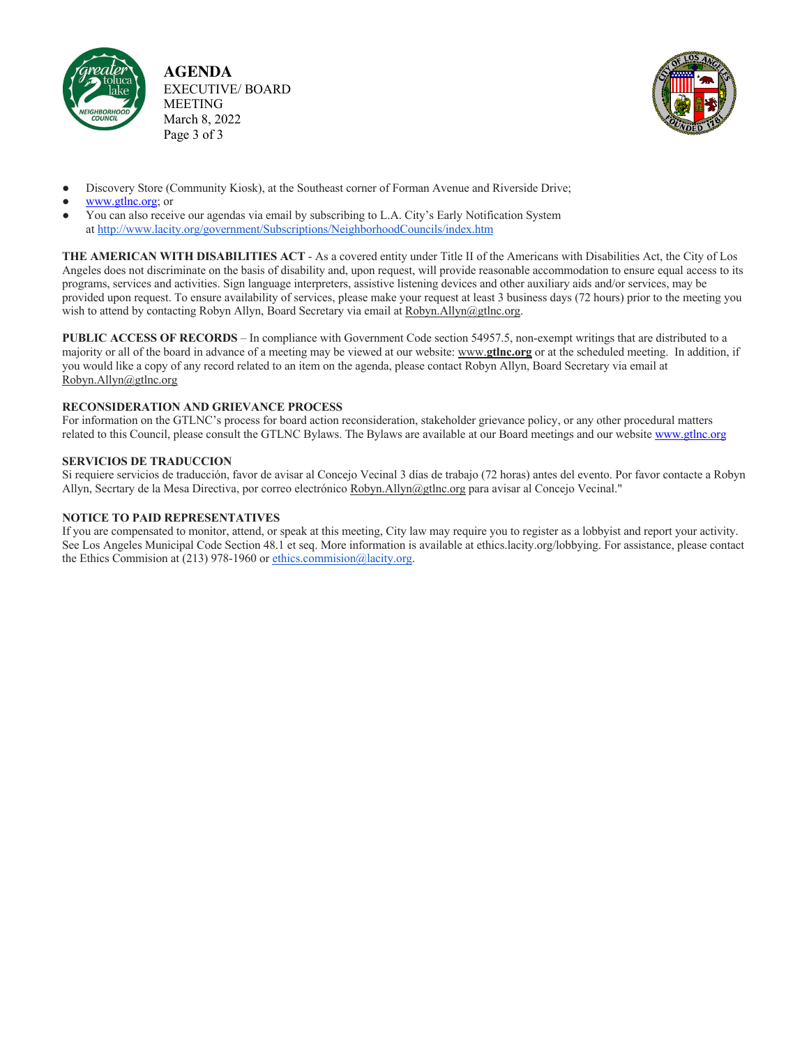- Discovery Store (Community Kiosk), at the Southeast corner of Forman Avenue and Riverside Drive;
- www.gtlnc.org; or
- You can also receive our agendas via email by subscribing to L.A. City's Early Notification System at http://www.lacity.org/government/Subscriptions/NeighborhoodCouncils/index.htm

**THE AMERICAN WITH DISABILITIES ACT** - As a covered entity under Title II of the Americans with Disabilities Act, the City of Los Angeles does not discriminate on the basis of disability and, upon request, will provide reasonable accommodation to ensure equal access to its programs, services and activities. Sign language interpreters, assistive listening devices and other auxiliary aids and/or services, may be provided upon request. To ensure availability of services, please make your request at least 3 business days (72 hours) prior to the meeting you wish to attend by contacting Robyn Allyn, Board Secretary via email at Robyn.Allyn@gtlnc.org.

**PUBLIC ACCESS OF RECORDS** – In compliance with Government Code section 54957.5, non-exempt writings that are distributed to a majority or all of the board in advance of a meeting may be viewed at our website: www.**gtlnc.org** or at the scheduled meeting. In addition, if you would like a copy of any record related to an item on the agenda, please contact Robyn Allyn, Board Secretary via email at Robyn.Allyn@gtlnc.org

**RECONSIDERATION AND GRIEVANCE PROCESS**
For information on the GTLNC's process for board action reconsideration, stakeholder grievance policy, or any other procedural matters related to this Council, please consult the GTLNC Bylaws. The Bylaws are available at our Board meetings and our website www.gtlnc.org

**SERVICIOS DE TRADUCCION**
Si requiere servicios de traducción, favor de avisar al Concejo Vecinal 3 días de trabajo (72 horas) antes del evento. Por favor contacte a Robyn Allyn, Secrtary de la Mesa Directiva, por correo electrónico Robyn.Allyn@gtlnc.org para avisar al Concejo Vecinal."

**NOTICE TO PAID REPRESENTATIVES**
If you are compensated to monitor, attend, or speak at this meeting, City law may require you to register as a lobbyist and report your activity. See Los Angeles Municipal Code Section 48.1 et seq. More information is available at ethics.lacity.org/lobbying. For assistance, please contact the Ethics Commision at (213) 978-1960 or ethics.commision@lacity.org.